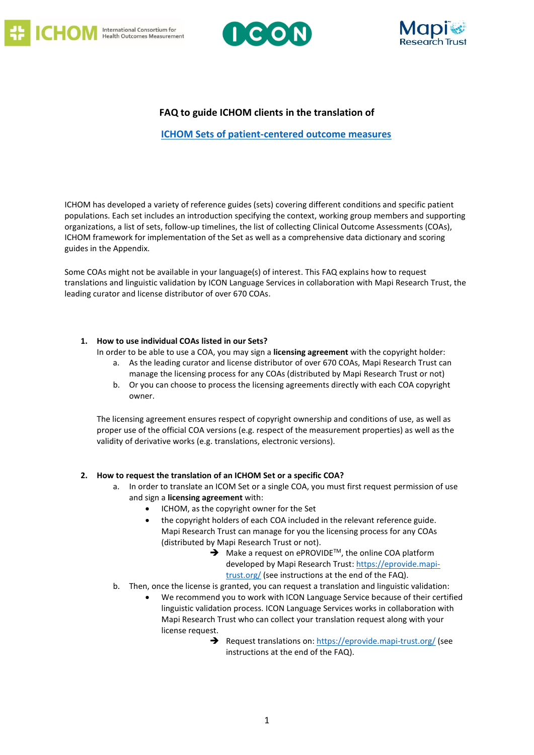# FAQ to guide ICHOM clients in the translation of

## ICHOM Sets of patient-centered outcome measures

ICHOM has developed a variety of reference guides (sets) covering different conditions and specific patient populations. Each set includes an introduction specifying the context, working group members and supporting organizations, a list of sets, follow-up timelines, the list of collecting Clinical Outcome Assessments (COAs), ICHOM framework for implementation of the Set as well as a comprehensive data dictionary and scoring guides in the Appendix.

Some COAs might not be available in your language(s) of interest. This FAQ explains how to request translations and linguistic validation by ICON Language Services in collaboration with Mapi Research Trust, the leading curator and license distributor of over 670 COAs.

1. **How to use individual COAs listed in our Sets?**

   In order to be able to use a COA, you may sign a **licensing agreement** with the copyright holder:

   a. As the leading curator and license distributor of over 670 COAs, Mapi Research Trust can manage the licensing process for any COAs (distributed by Mapi Research Trust or not)

   b. Or you can choose to process the licensing agreements directly with each COA copyright owner.

   The licensing agreement ensures respect of copyright ownership and conditions of use, as well as proper use of the official COA versions (e.g. respect of the measurement properties) as well as the validity of derivative works (e.g. translations, electronic versions).

2. **How to request the translation of an ICHOM Set or a specific COA?**

   a. In order to translate an ICOM Set or a single COA, you must first request permission of use and sign a **licensing agreement** with:

      - ICHOM, as the copyright owner for the Set
      - the copyright holders of each COA included in the relevant reference guide. Mapi Research Trust can manage for you the licensing process for any COAs (distributed by Mapi Research Trust or not).
        - ➔ Make a request on ePROVIDE™, the online COA platform developed by Mapi Research Trust: https://eprovide.mapi-trust.org/ (see instructions at the end of the FAQ).

   b. Then, once the license is granted, you can request a translation and linguistic validation:

      - We recommend you to work with ICON Language Service because of their certified linguistic validation process. ICON Language Services works in collaboration with Mapi Research Trust who can collect your translation request along with your license request.
        - ➔ Request translations on: https://eprovide.mapi-trust.org/ (see instructions at the end of the FAQ).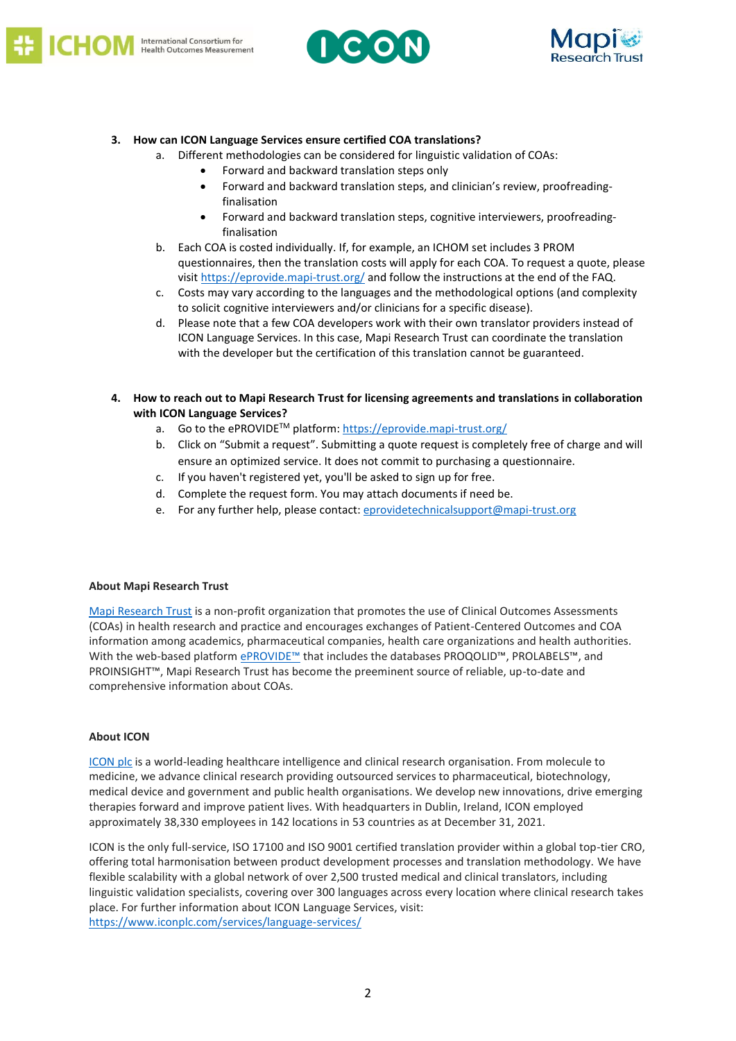3. **How can ICON Language Services ensure certified COA translations?**
   a. Different methodologies can be considered for linguistic validation of COAs:
      - Forward and backward translation steps only
      - Forward and backward translation steps, and clinician's review, proofreading-finalisation
      - Forward and backward translation steps, cognitive interviewers, proofreading-finalisation

   b. Each COA is costed individually. If, for example, an ICHOM set includes 3 PROM questionnaires, then the translation costs will apply for each COA. To request a quote, please visit [https://eprovide.mapi-trust.org/](https://eprovide.mapi-trust.org/) and follow the instructions at the end of the FAQ.

   c. Costs may vary according to the languages and the methodological options (and complexity to solicit cognitive interviewers and/or clinicians for a specific disease).

   d. Please note that a few COA developers work with their own translator providers instead of ICON Language Services. In this case, Mapi Research Trust can coordinate the translation with the developer but the certification of this translation cannot be guaranteed.

4. **How to reach out to Mapi Research Trust for licensing agreements and translations in collaboration with ICON Language Services?**
   a. Go to the ePROVIDE™ platform: [https://eprovide.mapi-trust.org/](https://eprovide.mapi-trust.org/)

   b. Click on "Submit a request". Submitting a quote request is completely free of charge and will ensure an optimized service. It does not commit to purchasing a questionnaire.

   c. If you haven't registered yet, you'll be asked to sign up for free.

   d. Complete the request form. You may attach documents if need be.

   e. For any further help, please contact: [eprovidetechnicalsupport@mapi-trust.org](mailto:eprovidetechnicalsupport@mapi-trust.org)

**About Mapi Research Trust**

[Mapi Research Trust](#) is a non-profit organization that promotes the use of Clinical Outcomes Assessments (COAs) in health research and practice and encourages exchanges of Patient-Centered Outcomes and COA information among academics, pharmaceutical companies, health care organizations and health authorities. With the web-based platform [ePROVIDE™](#) that includes the databases PROQOLID™, PROLABELS™, and PROINSIGHT™, Mapi Research Trust has become the preeminent source of reliable, up-to-date and comprehensive information about COAs.

**About ICON**

[ICON plc](#) is a world-leading healthcare intelligence and clinical research organisation. From molecule to medicine, we advance clinical research providing outsourced services to pharmaceutical, biotechnology, medical device and government and public health organisations. We develop new innovations, drive emerging therapies forward and improve patient lives. With headquarters in Dublin, Ireland, ICON employed approximately 38,330 employees in 142 locations in 53 countries as at December 31, 2021.

ICON is the only full-service, ISO 17100 and ISO 9001 certified translation provider within a global top-tier CRO, offering total harmonisation between product development processes and translation methodology. We have flexible scalability with a global network of over 2,500 trusted medical and clinical translators, including linguistic validation specialists, covering over 300 languages across every location where clinical research takes place. For further information about ICON Language Services, visit: [https://www.iconplc.com/services/language-services/](https://www.iconplc.com/services/language-services/)